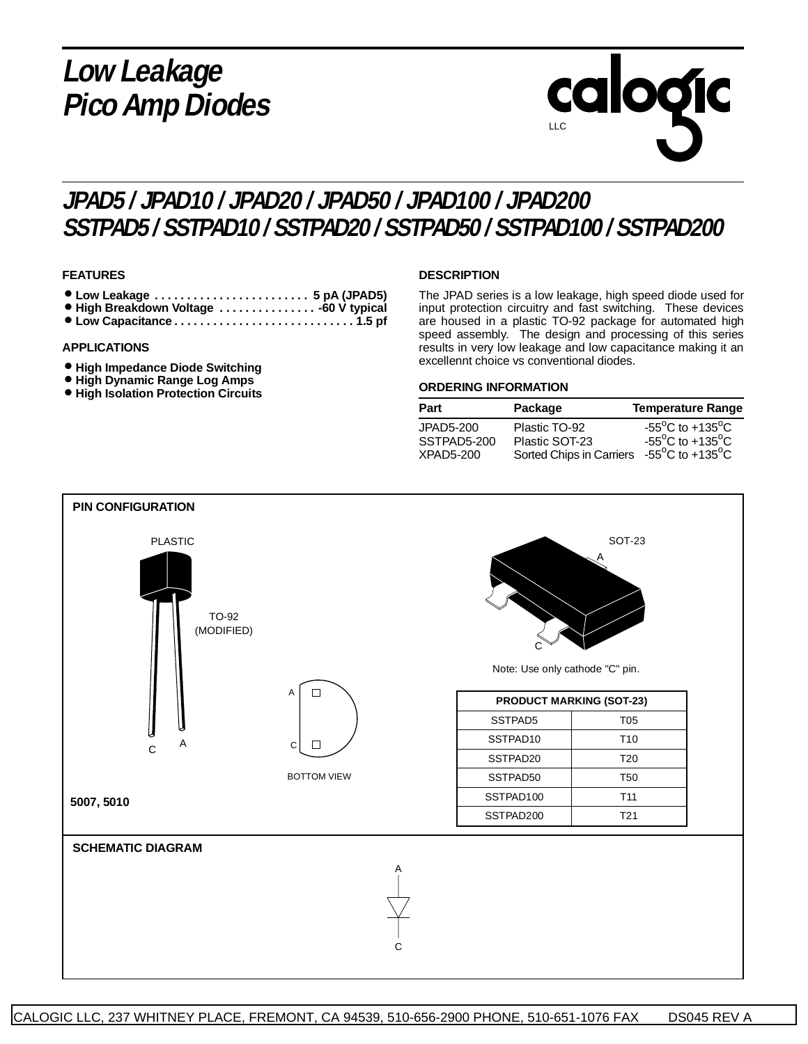# Low Leakage Pico Amp Diodes

calogic LLC

## JPAD5 / JPAD10 / JPAD20 / JPAD50 / JPAD100 / JPAD200
## SSTPAD5 / SSTPAD10 / SSTPAD20 / SSTPAD50 / SSTPAD100 / SSTPAD200

### FEATURES

- **Low Leakage . . . . . . . . . . . . . . . . . . . . . . . . 5 pA (JPAD5)**
- **High Breakdown Voltage . . . . . . . . . . . . . . . -60 V typical**
- **Low Capacitance . . . . . . . . . . . . . . . . . . . . . . . . . . . . 1.5 pf**

### APPLICATIONS

- **High Impedance Diode Switching**
- **High Dynamic Range Log Amps**
- **High Isolation Protection Circuits**

### DESCRIPTION

The JPAD series is a low leakage, high speed diode used for input protection circuitry and fast switching. These devices are housed in a plastic TO-92 package for automated high speed assembly. The design and processing of this series results in very low leakage and low capacitance making it an excellennt choice vs conventional diodes.

### ORDERING INFORMATION

| Part | Package | Temperature Range |
|---|---|---|
| JPAD5-200 | Plastic TO-92 | $-55^oC$ to $+135^oC$ |
| SSTPAD5-200 | Plastic SOT-23 | $-55^oC$ to $+135^oC$ |
| XPAD5-200 | Sorted Chips in Carriers | $-55^oC$ to $+135^oC$ |

### PIN CONFIGURATION

PLASTIC

TO-92 (MODIFIED)

C A

A C

BOTTOM VIEW

5007, 5010

SOT-23

A C

Note: Use only cathode "C" pin.

| PRODUCT MARKING (SOT-23) | |
|---|---|
| SSTPAD5 | T05 |
| SSTPAD10 | T10 |
| SSTPAD20 | T20 |
| SSTPAD50 | T50 |
| SSTPAD100 | T11 |
| SSTPAD200 | T21 |

### SCHEMATIC DIAGRAM

A

C

CALOGIC LLC, 237 WHITNEY PLACE, FREMONT, CA 94539, 510-656-2900 PHONE, 510-651-1076 FAX DS045 REV A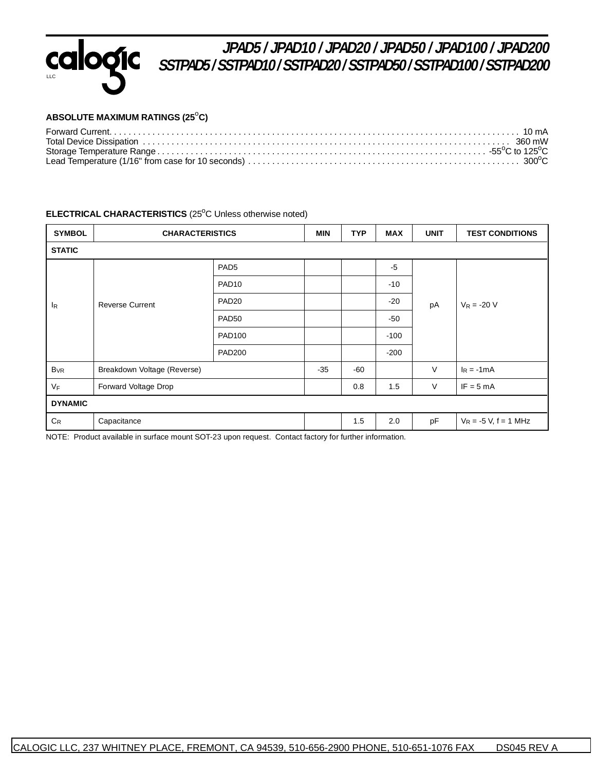# JPAD5 / JPAD10 / JPAD20 / JPAD50 / JPAD100 / JPAD200
# SSTPAD5 / SSTPAD10 / SSTPAD20 / SSTPAD50 / SSTPAD100 / SSTPAD200

### ABSOLUTE MAXIMUM RATINGS (25°C)

Forward Current . . . . . . . . . . 10 mA
Total Device Dissipation . . . . . . . . . . 360 mW
Storage Temperature Range . . . . . . . . . . -55°C to 125°C
Lead Temperature (1/16" from case for 10 seconds) . . . . . . . . . . 300°C

**ELECTRICAL CHARACTERISTICS** (25°C Unless otherwise noted)

| SYMBOL | CHARACTERISTICS | | MIN | TYP | MAX | UNIT | TEST CONDITIONS |
|---|---|---|---|---|---|---|---|
| **STATIC** | | | | | | | |
| $I_R$ | Reverse Current | PAD5 | | | -5 | pA | $V_R$ = -20 V |
| | | PAD10 | | | -10 | | |
| | | PAD20 | | | -20 | | |
| | | PAD50 | | | -50 | | |
| | | PAD100 | | | -100 | | |
| | | PAD200 | | | -200 | | |
| $B_{VR}$ | Breakdown Voltage (Reverse) | | -35 | -60 | | V | $I_R$ = -1mA |
| $V_F$ | Forward Voltage Drop | | | 0.8 | 1.5 | V | IF = 5 mA |
| **DYNAMIC** | | | | | | | |
| $C_R$ | Capacitance | | | 1.5 | 2.0 | pF | $V_R$ = -5 V, f = 1 MHz |

NOTE: Product available in surface mount SOT-23 upon request. Contact factory for further information.

CALOGIC LLC, 237 WHITNEY PLACE, FREMONT, CA 94539, 510-656-2900 PHONE, 510-651-1076 FAX DS045 REV A